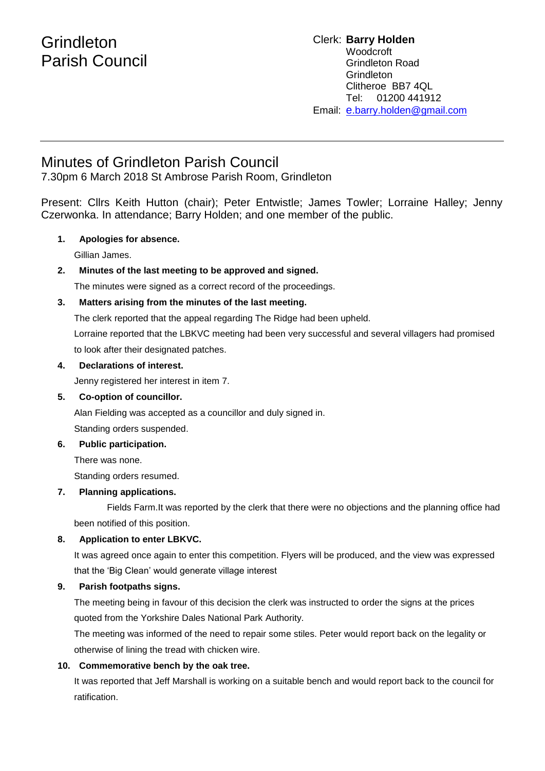# Grindleton Parish Council

Clerk: **Barry Holden**
Woodcroft
Grindleton Road
Grindleton
Clitheroe BB7 4QL
Tel: 01200 441912
Email: e.barry.holden@gmail.com

---

## Minutes of Grindleton Parish Council

7.30pm 6 March 2018 St Ambrose Parish Room, Grindleton

Present: Cllrs Keith Hutton (chair); Peter Entwistle; James Towler; Lorraine Halley; Jenny Czerwonka. In attendance; Barry Holden; and one member of the public.

**1. Apologies for absence.**

Gillian James.

**2. Minutes of the last meeting to be approved and signed.**

The minutes were signed as a correct record of the proceedings.

**3. Matters arising from the minutes of the last meeting.**

The clerk reported that the appeal regarding The Ridge had been upheld.

Lorraine reported that the LBKVC meeting had been very successful and several villagers had promised to look after their designated patches.

**4. Declarations of interest.**

Jenny registered her interest in item 7.

**5. Co-option of councillor.**

Alan Fielding was accepted as a councillor and duly signed in.

Standing orders suspended.

**6. Public participation.**

There was none.

Standing orders resumed.

**7. Planning applications.**

Fields Farm.It was reported by the clerk that there were no objections and the planning office had been notified of this position.

**8. Application to enter LBKVC.**

It was agreed once again to enter this competition. Flyers will be produced, and the view was expressed that the 'Big Clean' would generate village interest

**9. Parish footpaths signs.**

The meeting being in favour of this decision the clerk was instructed to order the signs at the prices quoted from the Yorkshire Dales National Park Authority.

The meeting was informed of the need to repair some stiles. Peter would report back on the legality or otherwise of lining the tread with chicken wire.

**10. Commemorative bench by the oak tree.**

It was reported that Jeff Marshall is working on a suitable bench and would report back to the council for ratification.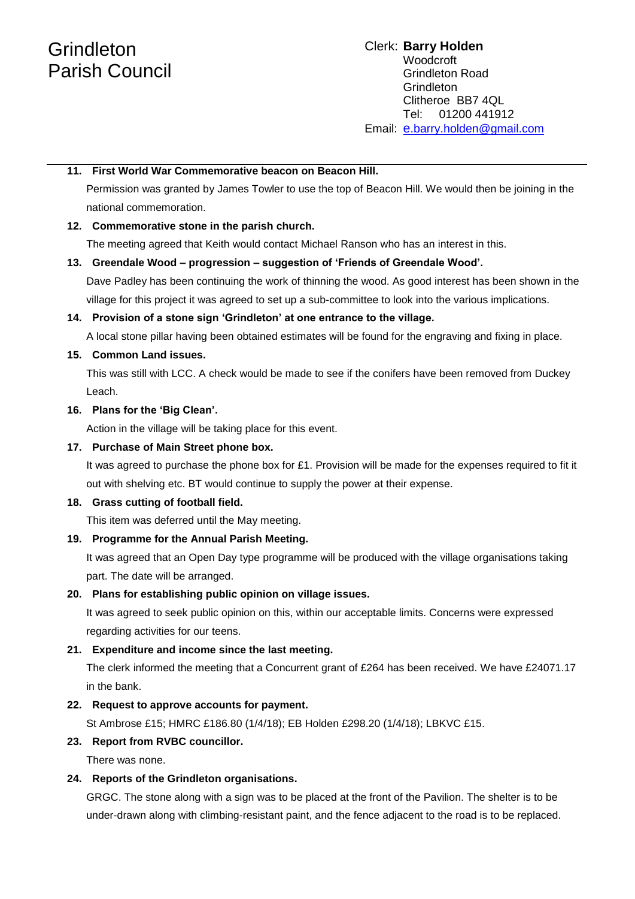# Grindleton Parish Council

Clerk: **Barry Holden**
Woodcroft
Grindleton Road
Grindleton
Clitheroe BB7 4QL
Tel: 01200 441912
Email: e.barry.holden@gmail.com

---

11. **First World War Commemorative beacon on Beacon Hill.**
    Permission was granted by James Towler to use the top of Beacon Hill. We would then be joining in the national commemoration.

12. **Commemorative stone in the parish church.**
    The meeting agreed that Keith would contact Michael Ranson who has an interest in this.

13. **Greendale Wood – progression – suggestion of 'Friends of Greendale Wood'.**
    Dave Padley has been continuing the work of thinning the wood. As good interest has been shown in the village for this project it was agreed to set up a sub-committee to look into the various implications.

14. **Provision of a stone sign 'Grindleton' at one entrance to the village.**
    A local stone pillar having been obtained estimates will be found for the engraving and fixing in place.

15. **Common Land issues.**
    This was still with LCC. A check would be made to see if the conifers have been removed from Duckey Leach.

16. **Plans for the 'Big Clean'.**
    Action in the village will be taking place for this event.

17. **Purchase of Main Street phone box.**
    It was agreed to purchase the phone box for £1. Provision will be made for the expenses required to fit it out with shelving etc. BT would continue to supply the power at their expense.

18. **Grass cutting of football field.**
    This item was deferred until the May meeting.

19. **Programme for the Annual Parish Meeting.**
    It was agreed that an Open Day type programme will be produced with the village organisations taking part. The date will be arranged.

20. **Plans for establishing public opinion on village issues.**
    It was agreed to seek public opinion on this, within our acceptable limits. Concerns were expressed regarding activities for our teens.

21. **Expenditure and income since the last meeting.**
    The clerk informed the meeting that a Concurrent grant of £264 has been received. We have £24071.17 in the bank.

22. **Request to approve accounts for payment.**
    St Ambrose £15; HMRC £186.80 (1/4/18); EB Holden £298.20 (1/4/18); LBKVC £15.

23. **Report from RVBC councillor.**
    There was none.

24. **Reports of the Grindleton organisations.**
    GRGC. The stone along with a sign was to be placed at the front of the Pavilion. The shelter is to be under-drawn along with climbing-resistant paint, and the fence adjacent to the road is to be replaced.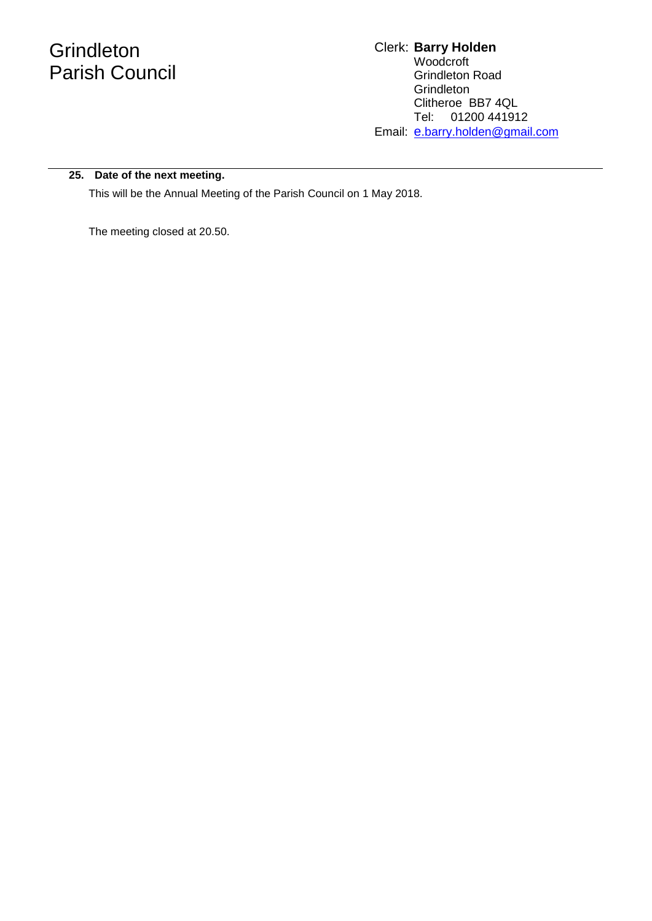# Grindleton Parish Council

Clerk: **Barry Holden**
Woodcroft
Grindleton Road
Grindleton
Clitheroe BB7 4QL
Tel: 01200 441912
Email: e.barry.holden@gmail.com

---

**25. Date of the next meeting.**

This will be the Annual Meeting of the Parish Council on 1 May 2018.

The meeting closed at 20.50.